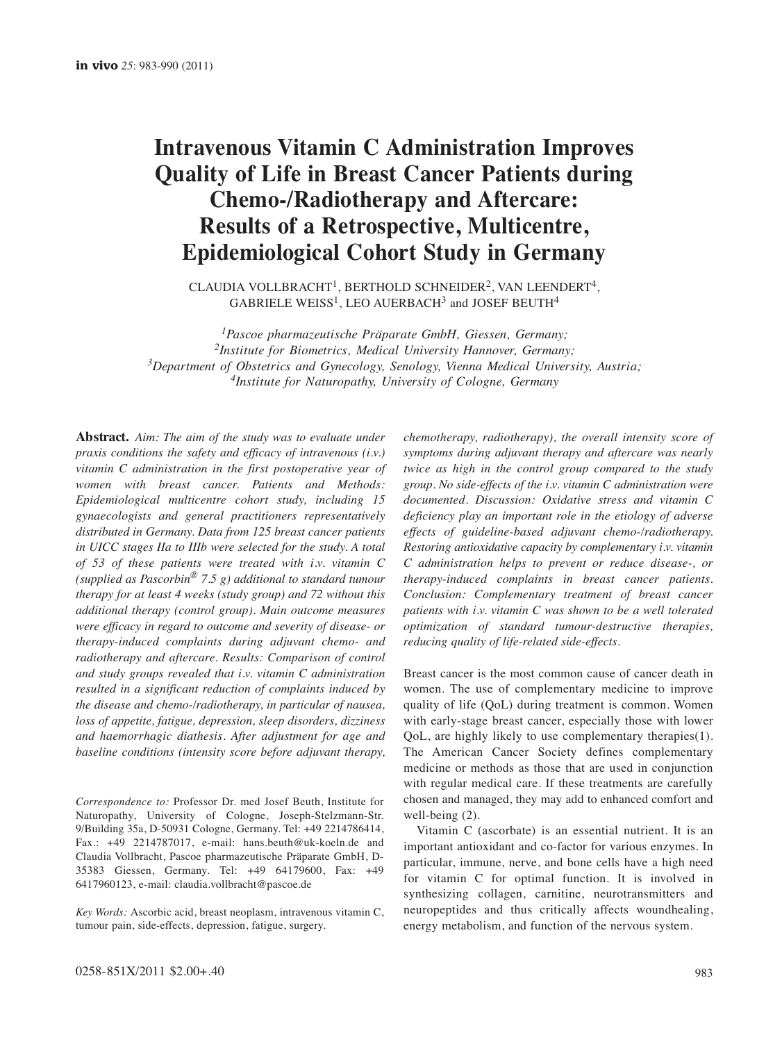# Intravenous Vitamin C Administration Improves Quality of Life in Breast Cancer Patients during Chemo-/Radiotherapy and Aftercare: Results of a Retrospective, Multicentre, Epidemiological Cohort Study in Germany

CLAUDIA VOLLBRACHT[1], BERTHOLD SCHNEIDER[2], VAN LEENDERT[4], GABRIELE WEISS[1], LEO AUERBACH[3] and JOSEF BEUTH[4]

*[1]Pascoe pharmazeutische Präparate GmbH, Giessen, Germany;*
*[2]Institute for Biometrics, Medical University Hannover, Germany;*
*[3]Department of Obstetrics and Gynecology, Senology, Vienna Medical University, Austria;*
*[4]Institute for Naturopathy, University of Cologne, Germany*

**Abstract.** *Aim: The aim of the study was to evaluate under praxis conditions the safety and efficacy of intravenous (i.v.) vitamin C administration in the first postoperative year of women with breast cancer. Patients and Methods: Epidemiological multicentre cohort study, including 15 gynaecologists and general practitioners representatively distributed in Germany. Data from 125 breast cancer patients in UICC stages IIa to IIIb were selected for the study. A total of 53 of these patients were treated with i.v. vitamin C (supplied as Pascorbin® 7.5 g) additional to standard tumour therapy for at least 4 weeks (study group) and 72 without this additional therapy (control group). Main outcome measures were efficacy in regard to outcome and severity of disease- or therapy-induced complaints during adjuvant chemo- and radiotherapy and aftercare. Results: Comparison of control and study groups revealed that i.v. vitamin C administration resulted in a significant reduction of complaints induced by the disease and chemo-/radiotherapy, in particular of nausea, loss of appetite, fatigue, depression, sleep disorders, dizziness and haemorrhagic diathesis. After adjustment for age and baseline conditions (intensity score before adjuvant therapy, chemotherapy, radiotherapy), the overall intensity score of symptoms during adjuvant therapy and aftercare was nearly twice as high in the control group compared to the study group. No side-effects of the i.v. vitamin C administration were documented. Discussion: Oxidative stress and vitamin C deficiency play an important role in the etiology of adverse effects of guideline-based adjuvant chemo-/radiotherapy. Restoring antioxidative capacity by complementary i.v. vitamin C administration helps to prevent or reduce disease-, or therapy-induced complaints in breast cancer patients. Conclusion: Complementary treatment of breast cancer patients with i.v. vitamin C was shown to be a well tolerated optimization of standard tumour-destructive therapies, reducing quality of life-related side-effects.*

*Correspondence to:* Professor Dr. med Josef Beuth, Institute for Naturopathy, University of Cologne, Joseph-Stelzmann-Str. 9/Building 35a, D-50931 Cologne, Germany. Tel: +49 2214786414, Fax.: +49 2214787017, e-mail: hans.beuth@uk-koeln.de and Claudia Vollbracht, Pascoe pharmazeutische Präparate GmbH, D-35383 Giessen, Germany. Tel: +49 64179600, Fax: +49 6417960123, e-mail: claudia.vollbracht@pascoe.de

*Key Words:* Ascorbic acid, breast neoplasm, intravenous vitamin C, tumour pain, side-effects, depression, fatigue, surgery.

Breast cancer is the most common cause of cancer death in women. The use of complementary medicine to improve quality of life (QoL) during treatment is common. Women with early-stage breast cancer, especially those with lower QoL, are highly likely to use complementary therapies(1). The American Cancer Society defines complementary medicine or methods as those that are used in conjunction with regular medical care. If these treatments are carefully chosen and managed, they may add to enhanced comfort and well-being (2).

Vitamin C (ascorbate) is an essential nutrient. It is an important antioxidant and co-factor for various enzymes. In particular, immune, nerve, and bone cells have a high need for vitamin C for optimal function. It is involved in synthesizing collagen, carnitine, neurotransmitters and neuropeptides and thus critically affects woundhealing, energy metabolism, and function of the nervous system.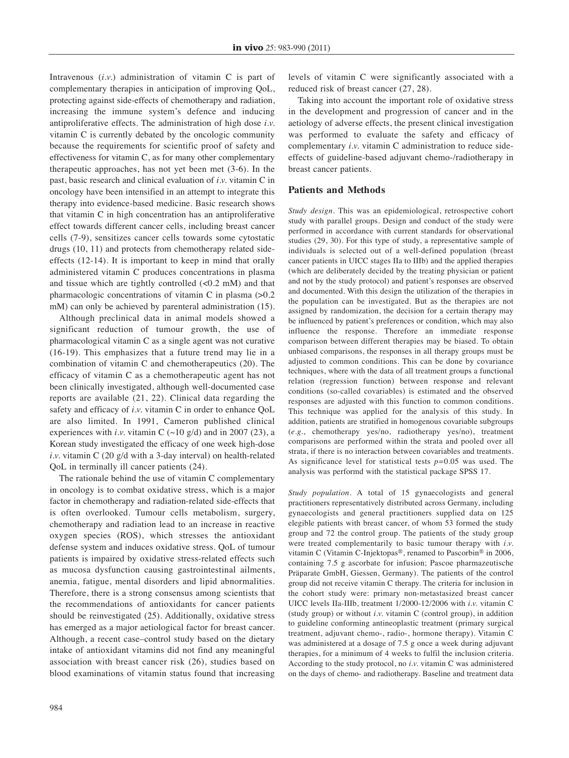Intravenous (*i.v.*) administration of vitamin C is part of complementary therapies in anticipation of improving QoL, protecting against side-effects of chemotherapy and radiation, increasing the immune system's defence and inducing antiproliferative effects. The administration of high dose *i.v.* vitamin C is currently debated by the oncologic community because the requirements for scientific proof of safety and effectiveness for vitamin C, as for many other complementary therapeutic approaches, has not yet been met (3-6). In the past, basic research and clinical evaluation of *i.v.* vitamin C in oncology have been intensified in an attempt to integrate this therapy into evidence-based medicine. Basic research shows that vitamin C in high concentration has an antiproliferative effect towards different cancer cells, including breast cancer cells (7-9), sensitizes cancer cells towards some cytostatic drugs (10, 11) and protects from chemotherapy related side-effects (12-14). It is important to keep in mind that orally administered vitamin C produces concentrations in plasma and tissue which are tightly controlled (<0.2 mM) and that pharmacologic concentrations of vitamin C in plasma (>0.2 mM) can only be achieved by parenteral administration (15).

Although preclinical data in animal models showed a significant reduction of tumour growth, the use of pharmacological vitamin C as a single agent was not curative (16-19). This emphasizes that a future trend may lie in a combination of vitamin C and chemotherapeutics (20). The efficacy of vitamin C as a chemotherapeutic agent has not been clinically investigated, although well-documented case reports are available (21, 22). Clinical data regarding the safety and efficacy of *i.v.* vitamin C in order to enhance QoL are also limited. In 1991, Cameron published clinical experiences with *i.v.* vitamin C (~10 g/d) and in 2007 (23), a Korean study investigated the efficacy of one week high-dose *i.v.* vitamin C (20 g/d with a 3-day interval) on health-related QoL in terminally ill cancer patients (24).

The rationale behind the use of vitamin C complementary in oncology is to combat oxidative stress, which is a major factor in chemotherapy and radiation-related side-effects that is often overlooked. Tumour cells metabolism, surgery, chemotherapy and radiation lead to an increase in reactive oxygen species (ROS), which stresses the antioxidant defense system and induces oxidative stress. QoL of tumour patients is impaired by oxidative stress-related effects such as mucosa dysfunction causing gastrointestinal ailments, anemia, fatigue, mental disorders and lipid abnormalities. Therefore, there is a strong consensus among scientists that the recommendations of antioxidants for cancer patients should be reinvestigated (25). Additionally, oxidative stress has emerged as a major aetiological factor for breast cancer. Although, a recent case–control study based on the dietary intake of antioxidant vitamins did not find any meaningful association with breast cancer risk (26), studies based on blood examinations of vitamin status found that increasing levels of vitamin C were significantly associated with a reduced risk of breast cancer (27, 28).

Taking into account the important role of oxidative stress in the development and progression of cancer and in the aetiology of adverse effects, the present clinical investigation was performed to evaluate the safety and efficacy of complementary *i.v.* vitamin C administration to reduce side-effects of guideline-based adjuvant chemo-/radiotherapy in breast cancer patients.

## Patients and Methods

*Study design.* This was an epidemiological, retrospective cohort study with parallel groups. Design and conduct of the study were performed in accordance with current standards for observational studies (29, 30). For this type of study, a representative sample of individuals is selected out of a well-defined population (breast cancer patients in UICC stages IIa to IIIb) and the applied therapies (which are deliberately decided by the treating physician or patient and not by the study protocol) and patient's responses are observed and documented. With this design the utilization of the therapies in the population can be investigated. But as the therapies are not assigned by randomization, the decision for a certain therapy may be influenced by patient's preferences or condition, which may also influence the response. Therefore an immediate response comparison between different therapies may be biased. To obtain unbiased comparisons, the responses in all therapy groups must be adjusted to common conditions. This can be done by covariance techniques, where with the data of all treatment groups a functional relation (regression function) between response and relevant conditions (so-called covariables) is estimated and the observed responses are adjusted with this function to common conditions. This technique was applied for the analysis of this study. In addition, patients are stratified in homogenous covariable subgroups (*e.g.*, chemotherapy yes/no, radiotherapy yes/no), treatment comparisons are performed within the strata and pooled over all strata, if there is no interaction between covariables and treatments. As significance level for statistical tests $p=0.05$ was used. The analysis was performd with the statistical package SPSS 17.

*Study population.* A total of 15 gynaecologists and general practitioners representatively distributed across Germany, including gynaecologists and general practitioners supplied data on 125 elegible patients with breast cancer, of whom 53 formed the study group and 72 the control group. The patients of the study group were treated complementarily to basic tumour therapy with *i.v.* vitamin C (Vitamin C-Injektopas®, renamed to Pascorbin® in 2006, containing 7.5 g ascorbate for infusion; Pascoe pharmazeutische Präparate GmbH, Giessen, Germany). The patients of the control group did not receive vitamin C therapy. The criteria for inclusion in the cohort study were: primary non-metastasized breast cancer UICC levels IIa-IIIb, treatment 1/2000-12/2006 with *i.v.* vitamin C (study group) or without *i.v.* vitamin C (control group), in addition to guideline conforming antineoplastic treatment (primary surgical treatment, adjuvant chemo-, radio-, hormone therapy). Vitamin C was administered at a dosage of 7.5 g once a week during adjuvant therapies, for a minimum of 4 weeks to fulfil the inclusion criteria. According to the study protocol, no *i.v.* vitamin C was administered on the days of chemo- and radiotherapy. Baseline and treatment data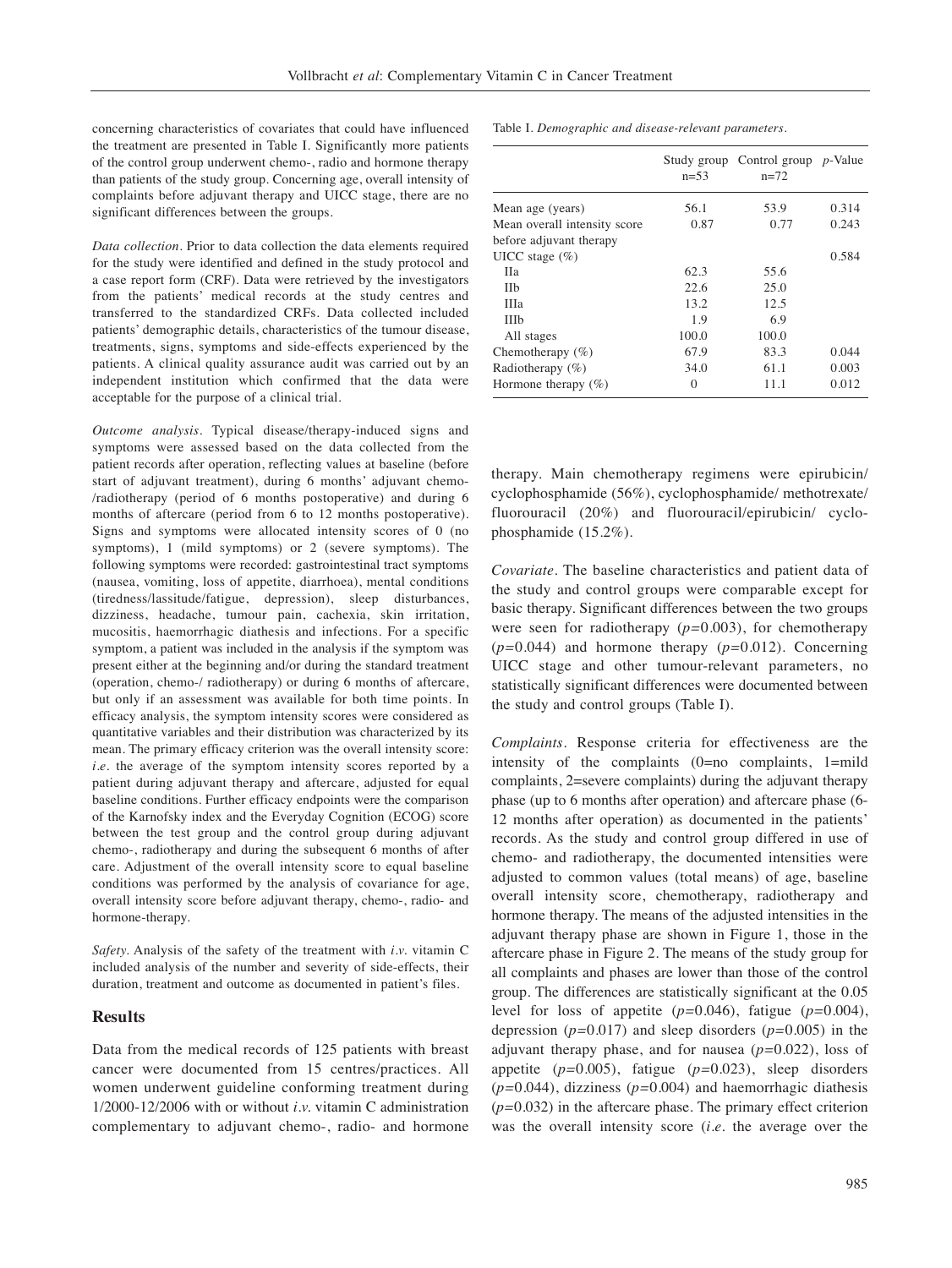concerning characteristics of covariates that could have influenced the treatment are presented in Table I. Significantly more patients of the control group underwent chemo-, radio and hormone therapy than patients of the study group. Concerning age, overall intensity of complaints before adjuvant therapy and UICC stage, there are no significant differences between the groups.

*Data collection.* Prior to data collection the data elements required for the study were identified and defined in the study protocol and a case report form (CRF). Data were retrieved by the investigators from the patients' medical records at the study centres and transferred to the standardized CRFs. Data collected included patients' demographic details, characteristics of the tumour disease, treatments, signs, symptoms and side-effects experienced by the patients. A clinical quality assurance audit was carried out by an independent institution which confirmed that the data were acceptable for the purpose of a clinical trial.

*Outcome analysis.* Typical disease/therapy-induced signs and symptoms were assessed based on the data collected from the patient records after operation, reflecting values at baseline (before start of adjuvant treatment), during 6 months' adjuvant chemo-/radiotherapy (period of 6 months postoperative) and during 6 months of aftercare (period from 6 to 12 months postoperative). Signs and symptoms were allocated intensity scores of 0 (no symptoms), 1 (mild symptoms) or 2 (severe symptoms). The following symptoms were recorded: gastrointestinal tract symptoms (nausea, vomiting, loss of appetite, diarrhoea), mental conditions (tiredness/lassitude/fatigue, depression), sleep disturbances, dizziness, headache, tumour pain, cachexia, skin irritation, mucositis, haemorrhagic diathesis and infections. For a specific symptom, a patient was included in the analysis if the symptom was present either at the beginning and/or during the standard treatment (operation, chemo-/ radiotherapy) or during 6 months of aftercare, but only if an assessment was available for both time points. In efficacy analysis, the symptom intensity scores were considered as quantitative variables and their distribution was characterized by its mean. The primary efficacy criterion was the overall intensity score: *i.e.* the average of the symptom intensity scores reported by a patient during adjuvant therapy and aftercare, adjusted for equal baseline conditions. Further efficacy endpoints were the comparison of the Karnofsky index and the Everyday Cognition (ECOG) score between the test group and the control group during adjuvant chemo-, radiotherapy and during the subsequent 6 months of after care. Adjustment of the overall intensity score to equal baseline conditions was performed by the analysis of covariance for age, overall intensity score before adjuvant therapy, chemo-, radio- and hormone-therapy.

*Safety.* Analysis of the safety of the treatment with *i.v.* vitamin C included analysis of the number and severity of side-effects, their duration, treatment and outcome as documented in patient's files.

## Results

Data from the medical records of 125 patients with breast cancer were documented from 15 centres/practices. All women underwent guideline conforming treatment during 1/2000-12/2006 with or without *i.v.* vitamin C administration complementary to adjuvant chemo-, radio- and hormone therapy. Main chemotherapy regimens were epirubicin/ cyclophosphamide (56%), cyclophosphamide/ methotrexate/ fluorouracil (20%) and fluorouracil/epirubicin/ cyclophosphamide (15.2%).

Table I. *Demographic and disease-relevant parameters.*

| | Study group n=53 | Control group n=72 | *p*-Value |
|---|---|---|---|
| Mean age (years) | 56.1 | 53.9 | 0.314 |
| Mean overall intensity score before adjuvant therapy | 0.87 | 0.77 | 0.243 |
| UICC stage (%) | | | 0.584 |
| IIa | 62.3 | 55.6 | |
| IIb | 22.6 | 25.0 | |
| IIIa | 13.2 | 12.5 | |
| IIIb | 1.9 | 6.9 | |
| All stages | 100.0 | 100.0 | |
| Chemotherapy (%) | 67.9 | 83.3 | 0.044 |
| Radiotherapy (%) | 34.0 | 61.1 | 0.003 |
| Hormone therapy (%) | 0 | 11.1 | 0.012 |

*Covariate.* The baseline characteristics and patient data of the study and control groups were comparable except for basic therapy. Significant differences between the two groups were seen for radiotherapy ($p=0.003$), for chemotherapy ($p=0.044$) and hormone therapy ($p=0.012$). Concerning UICC stage and other tumour-relevant parameters, no statistically significant differences were documented between the study and control groups (Table I).

*Complaints.* Response criteria for effectiveness are the intensity of the complaints (0=no complaints, 1=mild complaints, 2=severe complaints) during the adjuvant therapy phase (up to 6 months after operation) and aftercare phase (6-12 months after operation) as documented in the patients' records. As the study and control group differed in use of chemo- and radiotherapy, the documented intensities were adjusted to common values (total means) of age, baseline overall intensity score, chemotherapy, radiotherapy and hormone therapy. The means of the adjusted intensities in the adjuvant therapy phase are shown in Figure 1, those in the aftercare phase in Figure 2. The means of the study group for all complaints and phases are lower than those of the control group. The differences are statistically significant at the 0.05 level for loss of appetite ($p=0.046$), fatigue ($p=0.004$), depression ($p=0.017$) and sleep disorders ($p=0.005$) in the adjuvant therapy phase, and for nausea ($p=0.022$), loss of appetite ($p=0.005$), fatigue ($p=0.023$), sleep disorders ($p=0.044$), dizziness ($p=0.004$) and haemorrhagic diathesis ($p=0.032$) in the aftercare phase. The primary effect criterion was the overall intensity score (*i.e.* the average over the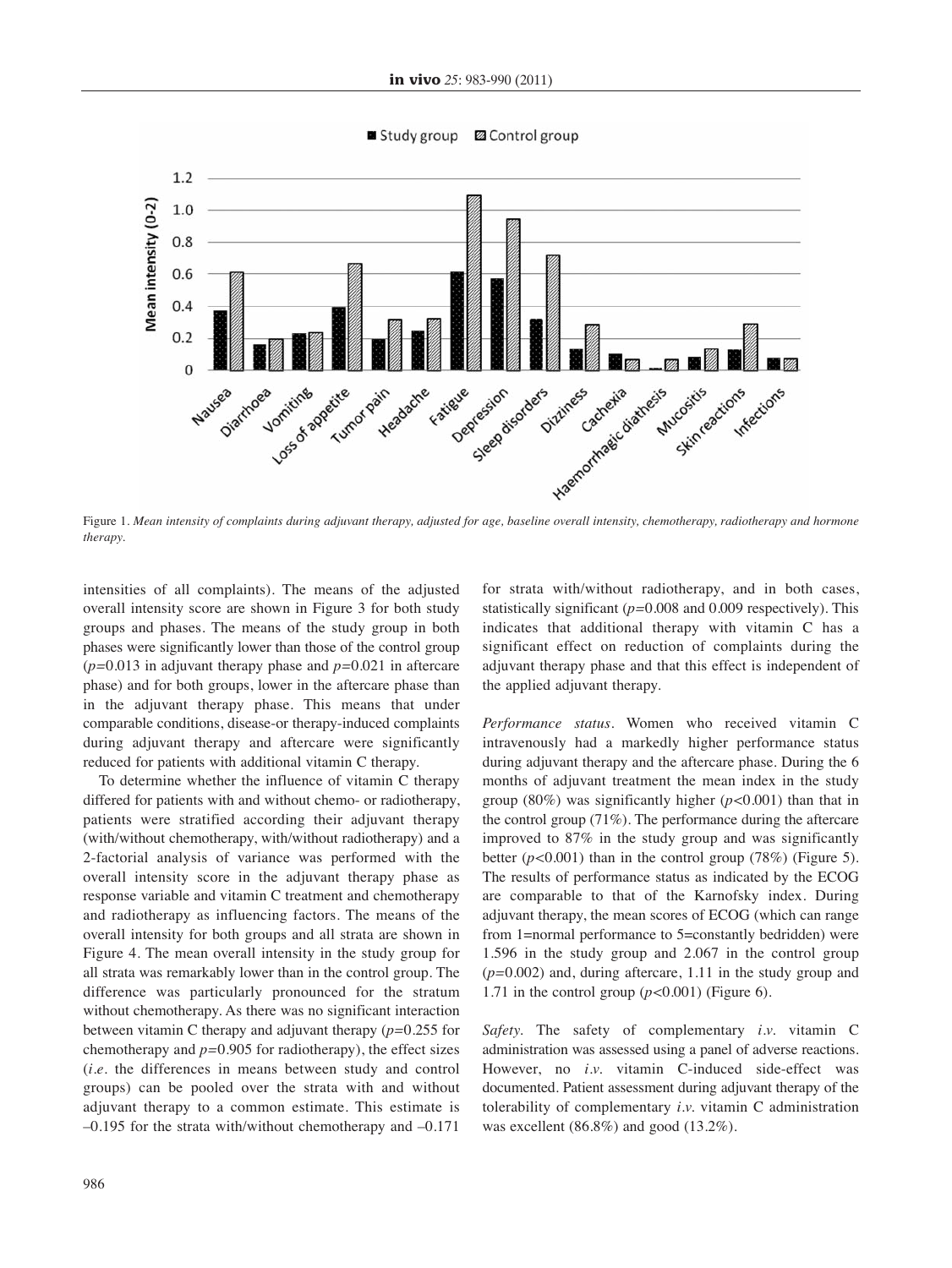Figure 1. *Mean intensity of complaints during adjuvant therapy, adjusted for age, baseline overall intensity, chemotherapy, radiotherapy and hormone therapy.*

intensities of all complaints). The means of the adjusted overall intensity score are shown in Figure 3 for both study groups and phases. The means of the study group in both phases were significantly lower than those of the control group ($p$=0.013 in adjuvant therapy phase and $p$=0.021 in aftercare phase) and for both groups, lower in the aftercare phase than in the adjuvant therapy phase. This means that under comparable conditions, disease-or therapy-induced complaints during adjuvant therapy and aftercare were significantly reduced for patients with additional vitamin C therapy.

To determine whether the influence of vitamin C therapy differed for patients with and without chemo- or radiotherapy, patients were stratified according their adjuvant therapy (with/without chemotherapy, with/without radiotherapy) and a 2-factorial analysis of variance was performed with the overall intensity score in the adjuvant therapy phase as response variable and vitamin C treatment and chemotherapy and radiotherapy as influencing factors. The means of the overall intensity for both groups and all strata are shown in Figure 4. The mean overall intensity in the study group for all strata was remarkably lower than in the control group. The difference was particularly pronounced for the stratum without chemotherapy. As there was no significant interaction between vitamin C therapy and adjuvant therapy ($p$=0.255 for chemotherapy and $p$=0.905 for radiotherapy), the effect sizes (*i.e.* the differences in means between study and control groups) can be pooled over the strata with and without adjuvant therapy to a common estimate. This estimate is –0.195 for the strata with/without chemotherapy and –0.171 for strata with/without radiotherapy, and in both cases, statistically significant ($p$=0.008 and 0.009 respectively). This indicates that additional therapy with vitamin C has a significant effect on reduction of complaints during the adjuvant therapy phase and that this effect is independent of the applied adjuvant therapy.

*Performance status.* Women who received vitamin C intravenously had a markedly higher performance status during adjuvant therapy and the aftercare phase. During the 6 months of adjuvant treatment the mean index in the study group (80%) was significantly higher ($p$<0.001) than that in the control group (71%). The performance during the aftercare improved to 87% in the study group and was significantly better ($p$<0.001) than in the control group (78%) (Figure 5). The results of performance status as indicated by the ECOG are comparable to that of the Karnofsky index. During adjuvant therapy, the mean scores of ECOG (which can range from 1=normal performance to 5=constantly bedridden) were 1.596 in the study group and 2.067 in the control group ($p$=0.002) and, during aftercare, 1.11 in the study group and 1.71 in the control group ($p$<0.001) (Figure 6).

*Safety.* The safety of complementary *i.v.* vitamin C administration was assessed using a panel of adverse reactions. However, no *i.v.* vitamin C-induced side-effect was documented. Patient assessment during adjuvant therapy of the tolerability of complementary *i.v.* vitamin C administration was excellent (86.8%) and good (13.2%).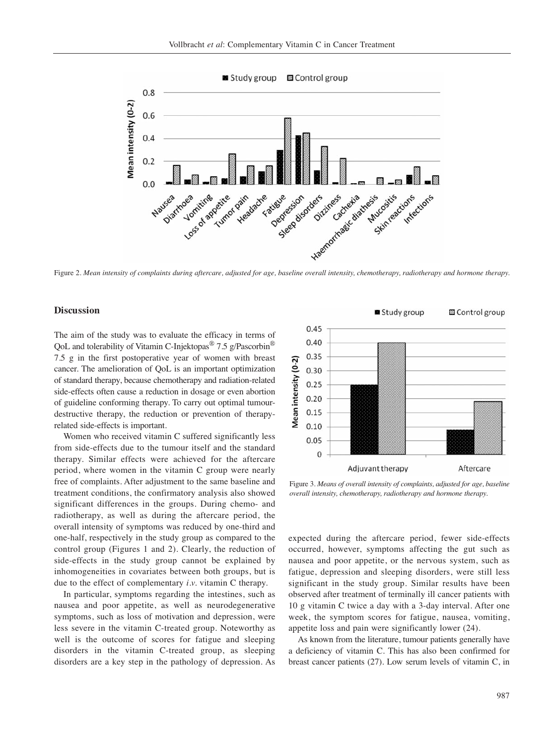Figure 2. *Mean intensity of complaints during aftercare, adjusted for age, baseline overall intensity, chemotherapy, radiotherapy and hormone therapy.*

## Discussion

The aim of the study was to evaluate the efficacy in terms of QoL and tolerability of Vitamin C-Injektopas® 7.5 g/Pascorbin® 7.5 g in the first postoperative year of women with breast cancer. The amelioration of QoL is an important optimization of standard therapy, because chemotherapy and radiation-related side-effects often cause a reduction in dosage or even abortion of guideline conforming therapy. To carry out optimal tumour-destructive therapy, the reduction or prevention of therapy-related side-effects is important.

Women who received vitamin C suffered significantly less from side-effects due to the tumour itself and the standard therapy. Similar effects were achieved for the aftercare period, where women in the vitamin C group were nearly free of complaints. After adjustment to the same baseline and treatment conditions, the confirmatory analysis also showed significant differences in the groups. During chemo- and radiotherapy, as well as during the aftercare period, the overall intensity of symptoms was reduced by one-third and one-half, respectively in the study group as compared to the control group (Figures 1 and 2). Clearly, the reduction of side-effects in the study group cannot be explained by inhomogeneities in covariates between both groups, but is due to the effect of complementary *i.v.* vitamin C therapy.

In particular, symptoms regarding the intestines, such as nausea and poor appetite, as well as neurodegenerative symptoms, such as loss of motivation and depression, were less severe in the vitamin C-treated group. Noteworthy as well is the outcome of scores for fatigue and sleeping disorders in the vitamin C-treated group, as sleeping disorders are a key step in the pathology of depression. As expected during the aftercare period, fewer side-effects occurred, however, symptoms affecting the gut such as nausea and poor appetite, or the nervous system, such as fatigue, depression and sleeping disorders, were still less significant in the study group. Similar results have been observed after treatment of terminally ill cancer patients with 10 g vitamin C twice a day with a 3-day interval. After one week, the symptom scores for fatigue, nausea, vomiting, appetite loss and pain were significantly lower (24).

Figure 3. *Means of overall intensity of complaints, adjusted for age, baseline overall intensity, chemotherapy, radiotherapy and hormone therapy.*

As known from the literature, tumour patients generally have a deficiency of vitamin C. This has also been confirmed for breast cancer patients (27). Low serum levels of vitamin C, in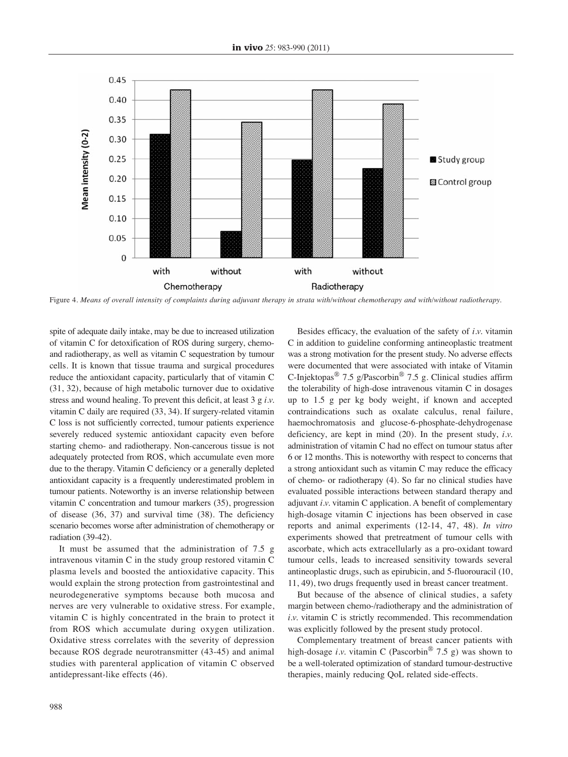Figure 4. *Means of overall intensity of complaints during adjuvant therapy in strata with/without chemotherapy and with/without radiotherapy.*

spite of adequate daily intake, may be due to increased utilization of vitamin C for detoxification of ROS during surgery, chemo- and radiotherapy, as well as vitamin C sequestration by tumour cells. It is known that tissue trauma and surgical procedures reduce the antioxidant capacity, particularly that of vitamin C (31, 32), because of high metabolic turnover due to oxidative stress and wound healing. To prevent this deficit, at least 3 g *i.v.* vitamin C daily are required (33, 34). If surgery-related vitamin C loss is not sufficiently corrected, tumour patients experience severely reduced systemic antioxidant capacity even before starting chemo- and radiotherapy. Non-cancerous tissue is not adequately protected from ROS, which accumulate even more due to the therapy. Vitamin C deficiency or a generally depleted antioxidant capacity is a frequently underestimated problem in tumour patients. Noteworthy is an inverse relationship between vitamin C concentration and tumour markers (35), progression of disease (36, 37) and survival time (38). The deficiency scenario becomes worse after administration of chemotherapy or radiation (39-42).

It must be assumed that the administration of 7.5 g intravenous vitamin C in the study group restored vitamin C plasma levels and boosted the antioxidative capacity. This would explain the strong protection from gastrointestinal and neurodegenerative symptoms because both mucosa and nerves are very vulnerable to oxidative stress. For example, vitamin C is highly concentrated in the brain to protect it from ROS which accumulate during oxygen utilization. Oxidative stress correlates with the severity of depression because ROS degrade neurotransmitter (43-45) and animal studies with parenteral application of vitamin C observed antidepressant-like effects (46).

Besides efficacy, the evaluation of the safety of *i.v.* vitamin C in addition to guideline conforming antineoplastic treatment was a strong motivation for the present study. No adverse effects were documented that were associated with intake of Vitamin C-Injektopas® 7.5 g/Pascorbin® 7.5 g. Clinical studies affirm the tolerability of high-dose intravenous vitamin C in dosages up to 1.5 g per kg body weight, if known and accepted contraindications such as oxalate calculus, renal failure, haemochromatosis and glucose-6-phosphate-dehydrogenase deficiency, are kept in mind (20). In the present study, *i.v.* administration of vitamin C had no effect on tumour status after 6 or 12 months. This is noteworthy with respect to concerns that a strong antioxidant such as vitamin C may reduce the efficacy of chemo- or radiotherapy (4). So far no clinical studies have evaluated possible interactions between standard therapy and adjuvant *i.v.* vitamin C application. A benefit of complementary high-dosage vitamin C injections has been observed in case reports and animal experiments (12-14, 47, 48). *In vitro* experiments showed that pretreatment of tumour cells with ascorbate, which acts extracellularly as a pro-oxidant toward tumour cells, leads to increased sensitivity towards several antineoplastic drugs, such as epirubicin, and 5-fluorouracil (10, 11, 49), two drugs frequently used in breast cancer treatment.

But because of the absence of clinical studies, a safety margin between chemo-/radiotherapy and the administration of *i.v.* vitamin C is strictly recommended. This recommendation was explicitly followed by the present study protocol.

Complementary treatment of breast cancer patients with high-dosage *i.v.* vitamin C (Pascorbin® 7.5 g) was shown to be a well-tolerated optimization of standard tumour-destructive therapies, mainly reducing QoL related side-effects.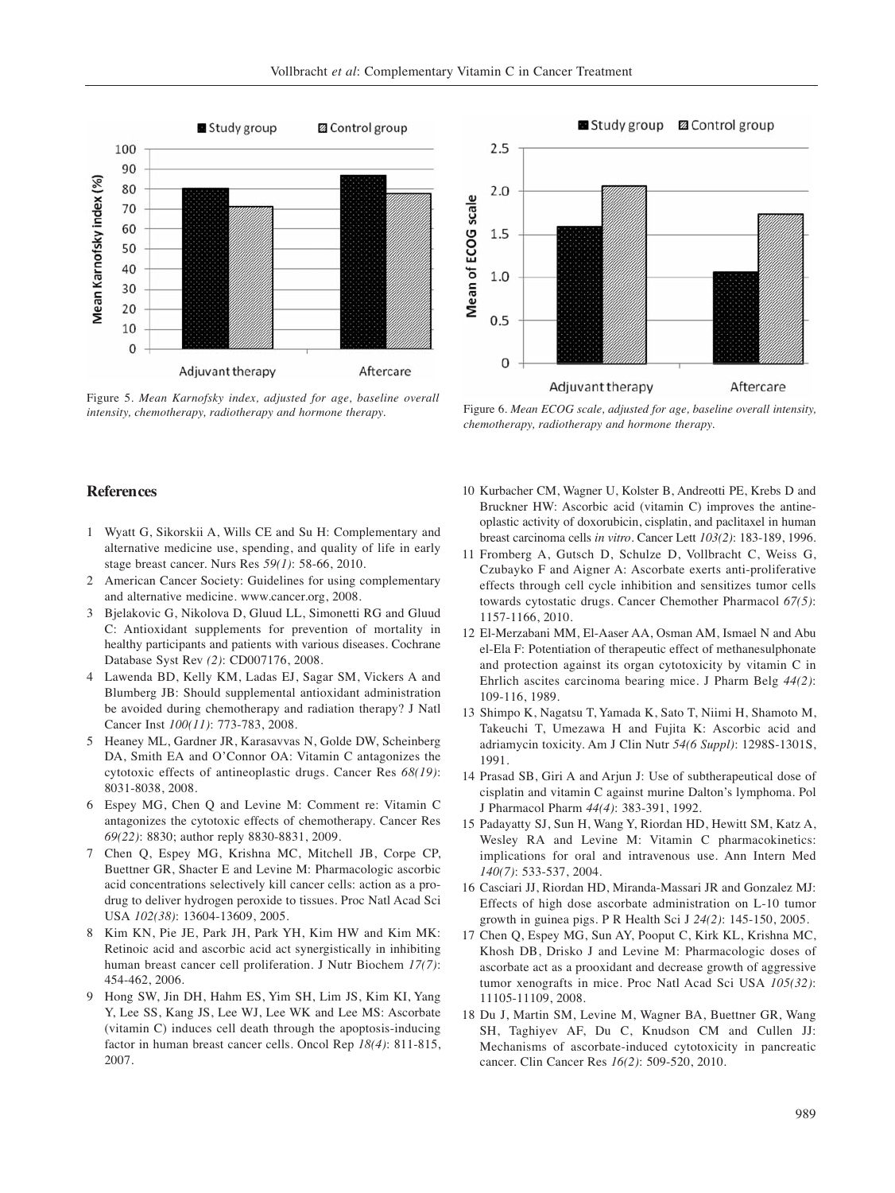Figure 5. *Mean Karnofsky index, adjusted for age, baseline overall intensity, chemotherapy, radiotherapy and hormone therapy.*

Figure 6. *Mean ECOG scale, adjusted for age, baseline overall intensity, chemotherapy, radiotherapy and hormone therapy.*

## References

1. Wyatt G, Sikorskii A, Wills CE and Su H: Complementary and alternative medicine use, spending, and quality of life in early stage breast cancer. Nurs Res *59(1)*: 58-66, 2010.
2. American Cancer Society: Guidelines for using complementary and alternative medicine. www.cancer.org, 2008.
3. Bjelakovic G, Nikolova D, Gluud LL, Simonetti RG and Gluud C: Antioxidant supplements for prevention of mortality in healthy participants and patients with various diseases. Cochrane Database Syst Rev *(2)*: CD007176, 2008.
4. Lawenda BD, Kelly KM, Ladas EJ, Sagar SM, Vickers A and Blumberg JB: Should supplemental antioxidant administration be avoided during chemotherapy and radiation therapy? J Natl Cancer Inst *100(11)*: 773-783, 2008.
5. Heaney ML, Gardner JR, Karasavvas N, Golde DW, Scheinberg DA, Smith EA and O'Connor OA: Vitamin C antagonizes the cytotoxic effects of antineoplastic drugs. Cancer Res *68(19)*: 8031-8038, 2008.
6. Espey MG, Chen Q and Levine M: Comment re: Vitamin C antagonizes the cytotoxic effects of chemotherapy. Cancer Res *69(22)*: 8830; author reply 8830-8831, 2009.
7. Chen Q, Espey MG, Krishna MC, Mitchell JB, Corpe CP, Buettner GR, Shacter E and Levine M: Pharmacologic ascorbic acid concentrations selectively kill cancer cells: action as a pro-drug to deliver hydrogen peroxide to tissues. Proc Natl Acad Sci USA *102(38)*: 13604-13609, 2005.
8. Kim KN, Pie JE, Park JH, Park YH, Kim HW and Kim MK: Retinoic acid and ascorbic acid act synergistically in inhibiting human breast cancer cell proliferation. J Nutr Biochem *17(7)*: 454-462, 2006.
9. Hong SW, Jin DH, Hahm ES, Yim SH, Lim JS, Kim KI, Yang Y, Lee SS, Kang JS, Lee WJ, Lee WK and Lee MS: Ascorbate (vitamin C) induces cell death through the apoptosis-inducing factor in human breast cancer cells. Oncol Rep *18(4)*: 811-815, 2007.
10. Kurbacher CM, Wagner U, Kolster B, Andreotti PE, Krebs D and Bruckner HW: Ascorbic acid (vitamin C) improves the antineoplastic activity of doxorubicin, cisplatin, and paclitaxel in human breast carcinoma cells *in vitro*. Cancer Lett *103(2)*: 183-189, 1996.
11. Fromberg A, Gutsch D, Schulze D, Vollbracht C, Weiss G, Czubayko F and Aigner A: Ascorbate exerts anti-proliferative effects through cell cycle inhibition and sensitizes tumor cells towards cytostatic drugs. Cancer Chemother Pharmacol *67(5)*: 1157-1166, 2010.
12. El-Merzabani MM, El-Aaser AA, Osman AM, Ismael N and Abu el-Ela F: Potentiation of therapeutic effect of methanesulphonate and protection against its organ cytotoxicity by vitamin C in Ehrlich ascites carcinoma bearing mice. J Pharm Belg *44(2)*: 109-116, 1989.
13. Shimpo K, Nagatsu T, Yamada K, Sato T, Niimi H, Shamoto M, Takeuchi T, Umezawa H and Fujita K: Ascorbic acid and adriamycin toxicity. Am J Clin Nutr *54(6 Suppl)*: 1298S-1301S, 1991.
14. Prasad SB, Giri A and Arjun J: Use of subtherapeutical dose of cisplatin and vitamin C against murine Dalton's lymphoma. Pol J Pharmacol Pharm *44(4)*: 383-391, 1992.
15. Padayatty SJ, Sun H, Wang Y, Riordan HD, Hewitt SM, Katz A, Wesley RA and Levine M: Vitamin C pharmacokinetics: implications for oral and intravenous use. Ann Intern Med *140(7)*: 533-537, 2004.
16. Casciari JJ, Riordan HD, Miranda-Massari JR and Gonzalez MJ: Effects of high dose ascorbate administration on L-10 tumor growth in guinea pigs. P R Health Sci J *24(2)*: 145-150, 2005.
17. Chen Q, Espey MG, Sun AY, Pooput C, Kirk KL, Krishna MC, Khosh DB, Drisko J and Levine M: Pharmacologic doses of ascorbate act as a prooxidant and decrease growth of aggressive tumor xenografts in mice. Proc Natl Acad Sci USA *105(32)*: 11105-11109, 2008.
18. Du J, Martin SM, Levine M, Wagner BA, Buettner GR, Wang SH, Taghiyev AF, Du C, Knudson CM and Cullen JJ: Mechanisms of ascorbate-induced cytotoxicity in pancreatic cancer. Clin Cancer Res *16(2)*: 509-520, 2010.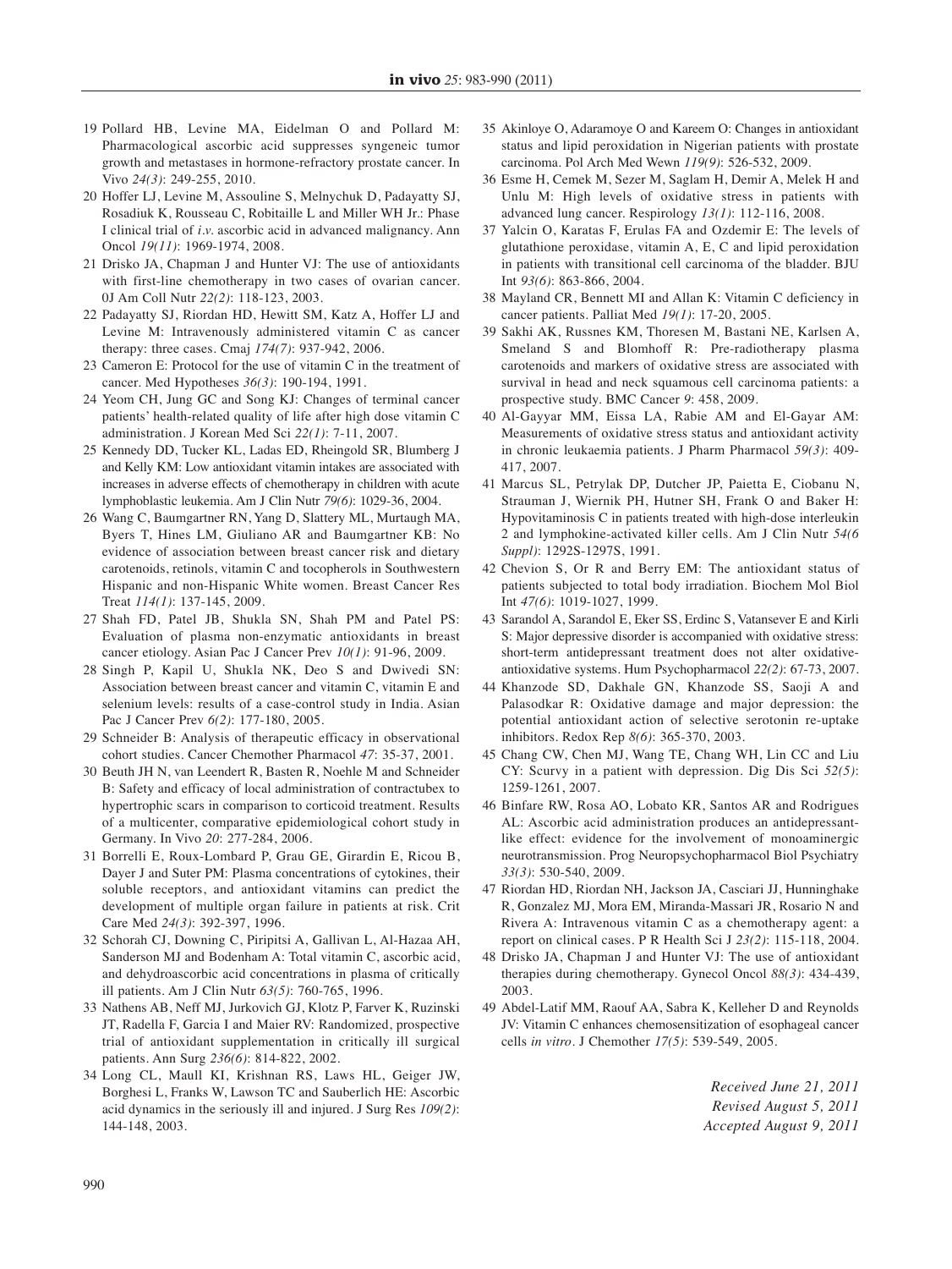19 Pollard HB, Levine MA, Eidelman O and Pollard M: Pharmacological ascorbic acid suppresses syngeneic tumor growth and metastases in hormone-refractory prostate cancer. In Vivo *24(3)*: 249-255, 2010.

20 Hoffer LJ, Levine M, Assouline S, Melnychuk D, Padayatty SJ, Rosadiuk K, Rousseau C, Robitaille L and Miller WH Jr.: Phase I clinical trial of *i.v.* ascorbic acid in advanced malignancy. Ann Oncol *19(11)*: 1969-1974, 2008.

21 Drisko JA, Chapman J and Hunter VJ: The use of antioxidants with first-line chemotherapy in two cases of ovarian cancer. 0J Am Coll Nutr *22(2)*: 118-123, 2003.

22 Padayatty SJ, Riordan HD, Hewitt SM, Katz A, Hoffer LJ and Levine M: Intravenously administered vitamin C as cancer therapy: three cases. Cmaj *174(7)*: 937-942, 2006.

23 Cameron E: Protocol for the use of vitamin C in the treatment of cancer. Med Hypotheses *36(3)*: 190-194, 1991.

24 Yeom CH, Jung GC and Song KJ: Changes of terminal cancer patients' health-related quality of life after high dose vitamin C administration. J Korean Med Sci *22(1)*: 7-11, 2007.

25 Kennedy DD, Tucker KL, Ladas ED, Rheingold SR, Blumberg J and Kelly KM: Low antioxidant vitamin intakes are associated with increases in adverse effects of chemotherapy in children with acute lymphoblastic leukemia. Am J Clin Nutr *79(6)*: 1029-36, 2004.

26 Wang C, Baumgartner RN, Yang D, Slattery ML, Murtaugh MA, Byers T, Hines LM, Giuliano AR and Baumgartner KB: No evidence of association between breast cancer risk and dietary carotenoids, retinols, vitamin C and tocopherols in Southwestern Hispanic and non-Hispanic White women. Breast Cancer Res Treat *114(1)*: 137-145, 2009.

27 Shah FD, Patel JB, Shukla SN, Shah PM and Patel PS: Evaluation of plasma non-enzymatic antioxidants in breast cancer etiology. Asian Pac J Cancer Prev *10(1)*: 91-96, 2009.

28 Singh P, Kapil U, Shukla NK, Deo S and Dwivedi SN: Association between breast cancer and vitamin C, vitamin E and selenium levels: results of a case-control study in India. Asian Pac J Cancer Prev *6(2)*: 177-180, 2005.

29 Schneider B: Analysis of therapeutic efficacy in observational cohort studies. Cancer Chemother Pharmacol *47*: 35-37, 2001.

30 Beuth JH N, van Leendert R, Basten R, Noehle M and Schneider B: Safety and efficacy of local administration of contractubex to hypertrophic scars in comparison to corticoid treatment. Results of a multicenter, comparative epidemiological cohort study in Germany. In Vivo *20*: 277-284, 2006.

31 Borrelli E, Roux-Lombard P, Grau GE, Girardin E, Ricou B, Dayer J and Suter PM: Plasma concentrations of cytokines, their soluble receptors, and antioxidant vitamins can predict the development of multiple organ failure in patients at risk. Crit Care Med *24(3)*: 392-397, 1996.

32 Schorah CJ, Downing C, Piripitsi A, Gallivan L, Al-Hazaa AH, Sanderson MJ and Bodenham A: Total vitamin C, ascorbic acid, and dehydroascorbic acid concentrations in plasma of critically ill patients. Am J Clin Nutr *63(5)*: 760-765, 1996.

33 Nathens AB, Neff MJ, Jurkovich GJ, Klotz P, Farver K, Ruzinski JT, Radella F, Garcia I and Maier RV: Randomized, prospective trial of antioxidant supplementation in critically ill surgical patients. Ann Surg *236(6)*: 814-822, 2002.

34 Long CL, Maull KI, Krishnan RS, Laws HL, Geiger JW, Borghesi L, Franks W, Lawson TC and Sauberlich HE: Ascorbic acid dynamics in the seriously ill and injured. J Surg Res *109(2)*: 144-148, 2003.

35 Akinloye O, Adaramoye O and Kareem O: Changes in antioxidant status and lipid peroxidation in Nigerian patients with prostate carcinoma. Pol Arch Med Wewn *119(9)*: 526-532, 2009.

36 Esme H, Cemek M, Sezer M, Saglam H, Demir A, Melek H and Unlu M: High levels of oxidative stress in patients with advanced lung cancer. Respirology *13(1)*: 112-116, 2008.

37 Yalcin O, Karatas F, Erulas FA and Ozdemir E: The levels of glutathione peroxidase, vitamin A, E, C and lipid peroxidation in patients with transitional cell carcinoma of the bladder. BJU Int *93(6)*: 863-866, 2004.

38 Mayland CR, Bennett MI and Allan K: Vitamin C deficiency in cancer patients. Palliat Med *19(1)*: 17-20, 2005.

39 Sakhi AK, Russnes KM, Thoresen M, Bastani NE, Karlsen A, Smeland S and Blomhoff R: Pre-radiotherapy plasma carotenoids and markers of oxidative stress are associated with survival in head and neck squamous cell carcinoma patients: a prospective study. BMC Cancer *9*: 458, 2009.

40 Al-Gayyar MM, Eissa LA, Rabie AM and El-Gayar AM: Measurements of oxidative stress status and antioxidant activity in chronic leukaemia patients. J Pharm Pharmacol *59(3)*: 409-417, 2007.

41 Marcus SL, Petrylak DP, Dutcher JP, Paietta E, Ciobanu N, Strauman J, Wiernik PH, Hutner SH, Frank O and Baker H: Hypovitaminosis C in patients treated with high-dose interleukin 2 and lymphokine-activated killer cells. Am J Clin Nutr *54(6 Suppl)*: 1292S-1297S, 1991.

42 Chevion S, Or R and Berry EM: The antioxidant status of patients subjected to total body irradiation. Biochem Mol Biol Int *47(6)*: 1019-1027, 1999.

43 Sarandol A, Sarandol E, Eker SS, Erdinc S, Vatansever E and Kirli S: Major depressive disorder is accompanied with oxidative stress: short-term antidepressant treatment does not alter oxidative-antioxidative systems. Hum Psychopharmacol *22(2)*: 67-73, 2007.

44 Khanzode SD, Dakhale GN, Khanzode SS, Saoji A and Palasodkar R: Oxidative damage and major depression: the potential antioxidant action of selective serotonin re-uptake inhibitors. Redox Rep *8(6)*: 365-370, 2003.

45 Chang CW, Chen MJ, Wang TE, Chang WH, Lin CC and Liu CY: Scurvy in a patient with depression. Dig Dis Sci *52(5)*: 1259-1261, 2007.

46 Binfare RW, Rosa AO, Lobato KR, Santos AR and Rodrigues AL: Ascorbic acid administration produces an antidepressant-like effect: evidence for the involvement of monoaminergic neurotransmission. Prog Neuropsychopharmacol Biol Psychiatry *33(3)*: 530-540, 2009.

47 Riordan HD, Riordan NH, Jackson JA, Casciari JJ, Hunninghake R, Gonzalez MJ, Mora EM, Miranda-Massari JR, Rosario N and Rivera A: Intravenous vitamin C as a chemotherapy agent: a report on clinical cases. P R Health Sci J *23(2)*: 115-118, 2004.

48 Drisko JA, Chapman J and Hunter VJ: The use of antioxidant therapies during chemotherapy. Gynecol Oncol *88(3)*: 434-439, 2003.

49 Abdel-Latif MM, Raouf AA, Sabra K, Kelleher D and Reynolds JV: Vitamin C enhances chemosensitization of esophageal cancer cells *in vitro*. J Chemother *17(5)*: 539-549, 2005.

*Received June 21, 2011*
*Revised August 5, 2011*
*Accepted August 9, 2011*